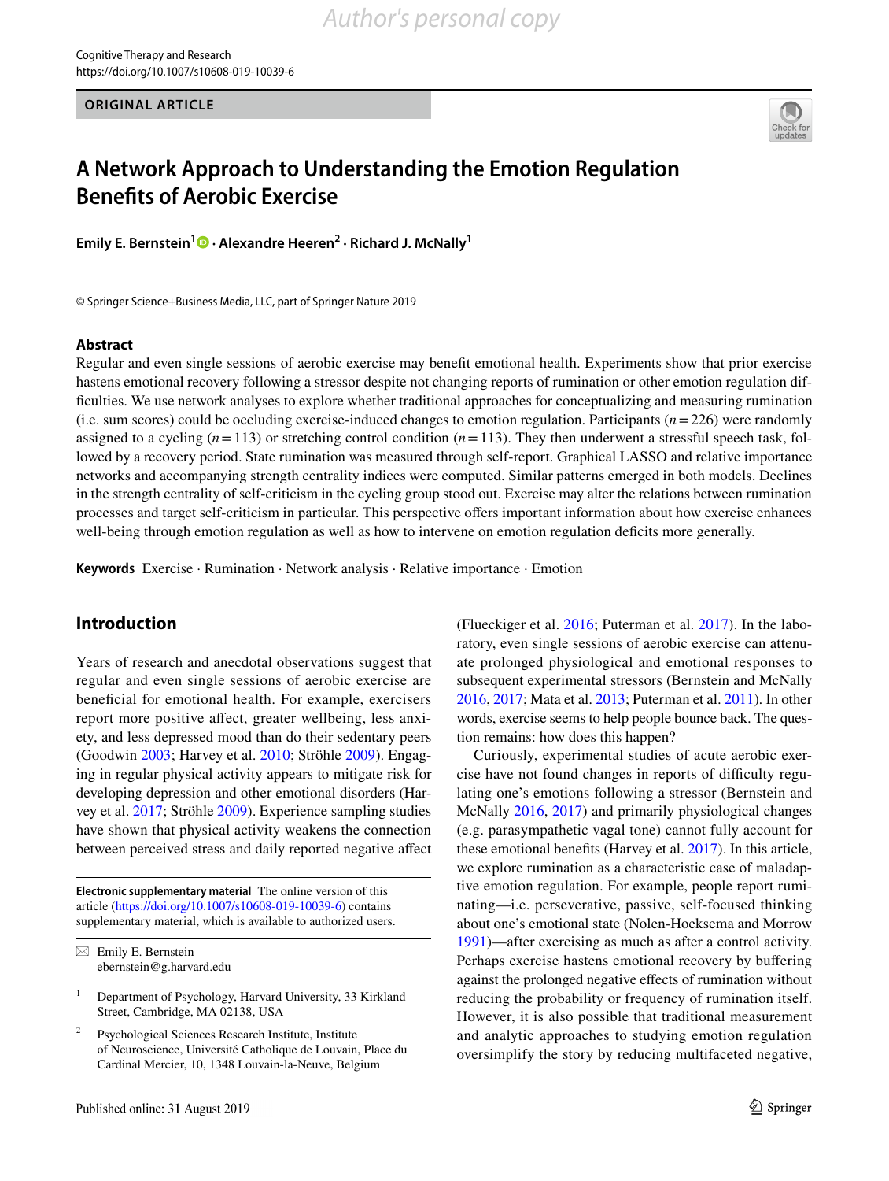ORIGINAL ARTICLE

# A Network Approach to Understanding the Emotion Regulation Benefits of Aerobic Exercise

**Emily E. Bernstein[1] · Alexandre Heeren[2] · Richard J. McNally[1]**

© Springer Science+Business Media, LLC, part of Springer Nature 2019

## Abstract

Regular and even single sessions of aerobic exercise may benefit emotional health. Experiments show that prior exercise hastens emotional recovery following a stressor despite not changing reports of rumination or other emotion regulation difficulties. We use network analyses to explore whether traditional approaches for conceptualizing and measuring rumination (i.e. sum scores) could be occluding exercise-induced changes to emotion regulation. Participants ($n = 226$) were randomly assigned to a cycling ($n = 113$) or stretching control condition ($n = 113$). They then underwent a stressful speech task, followed by a recovery period. State rumination was measured through self-report. Graphical LASSO and relative importance networks and accompanying strength centrality indices were computed. Similar patterns emerged in both models. Declines in the strength centrality of self-criticism in the cycling group stood out. Exercise may alter the relations between rumination processes and target self-criticism in particular. This perspective offers important information about how exercise enhances well-being through emotion regulation as well as how to intervene on emotion regulation deficits more generally.

**Keywords** Exercise · Rumination · Network analysis · Relative importance · Emotion

## Introduction

Years of research and anecdotal observations suggest that regular and even single sessions of aerobic exercise are beneficial for emotional health. For example, exercisers report more positive affect, greater wellbeing, less anxiety, and less depressed mood than do their sedentary peers (Goodwin 2003; Harvey et al. 2010; Ströhle 2009). Engaging in regular physical activity appears to mitigate risk for developing depression and other emotional disorders (Harvey et al. 2017; Ströhle 2009). Experience sampling studies have shown that physical activity weakens the connection between perceived stress and daily reported negative affect (Flueckiger et al. 2016; Puterman et al. 2017). In the laboratory, even single sessions of aerobic exercise can attenuate prolonged physiological and emotional responses to subsequent experimental stressors (Bernstein and McNally 2016, 2017; Mata et al. 2013; Puterman et al. 2011). In other words, exercise seems to help people bounce back. The question remains: how does this happen?

Curiously, experimental studies of acute aerobic exercise have not found changes in reports of difficulty regulating one's emotions following a stressor (Bernstein and McNally 2016, 2017) and primarily physiological changes (e.g. parasympathetic vagal tone) cannot fully account for these emotional benefits (Harvey et al. 2017). In this article, we explore rumination as a characteristic case of maladaptive emotion regulation. For example, people report ruminating—i.e. perseverative, passive, self-focused thinking about one's emotional state (Nolen-Hoeksema and Morrow 1991)—after exercising as much as after a control activity. Perhaps exercise hastens emotional recovery by buffering against the prolonged negative effects of rumination without reducing the probability or frequency of rumination itself. However, it is also possible that traditional measurement and analytic approaches to studying emotion regulation oversimplify the story by reducing multifaceted negative,

---

**Electronic supplementary material** The online version of this article (https://doi.org/10.1007/s10608-019-10039-6) contains supplementary material, which is available to authorized users.

✉ Emily E. Bernstein
ebernstein@g.harvard.edu

[1] Department of Psychology, Harvard University, 33 Kirkland Street, Cambridge, MA 02138, USA

[2] Psychological Sciences Research Institute, Institute of Neuroscience, Université Catholique de Louvain, Place du Cardinal Mercier, 10, 1348 Louvain-la-Neuve, Belgium

Published online: 31 August 2019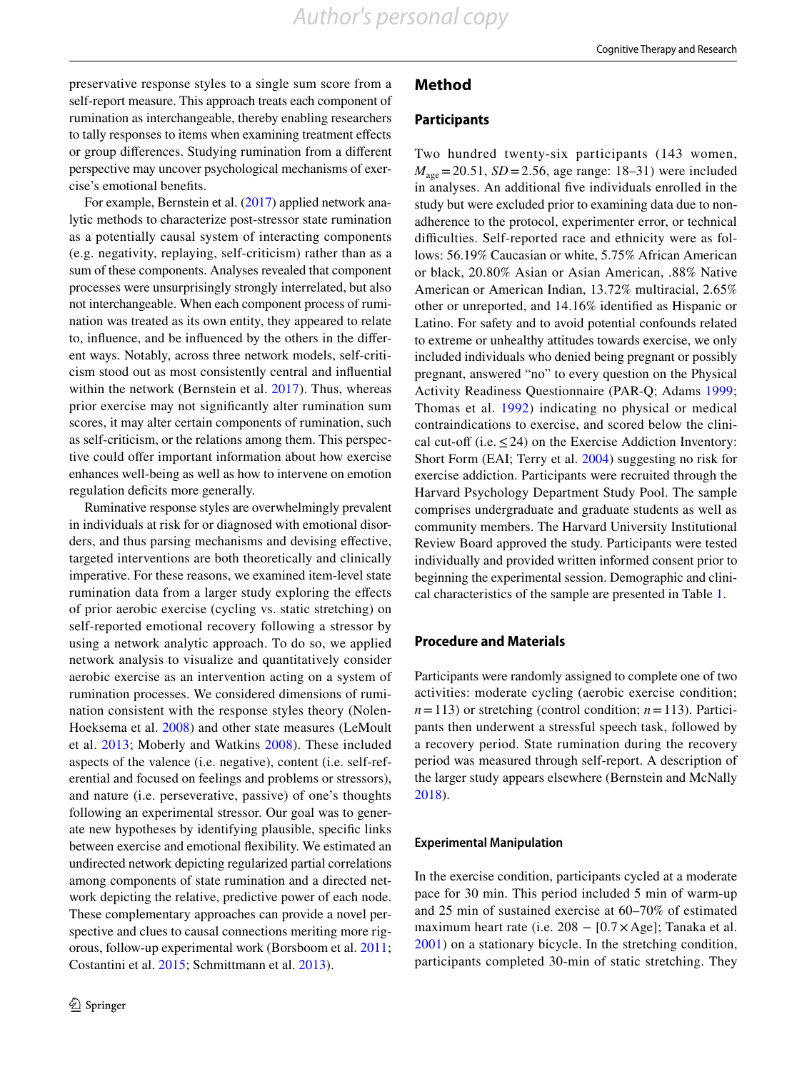preservative response styles to a single sum score from a self-report measure. This approach treats each component of rumination as interchangeable, thereby enabling researchers to tally responses to items when examining treatment effects or group differences. Studying rumination from a different perspective may uncover psychological mechanisms of exercise's emotional benefits.

For example, Bernstein et al. (2017) applied network analytic methods to characterize post-stressor state rumination as a potentially causal system of interacting components (e.g. negativity, replaying, self-criticism) rather than as a sum of these components. Analyses revealed that component processes were unsurprisingly strongly interrelated, but also not interchangeable. When each component process of rumination was treated as its own entity, they appeared to relate to, influence, and be influenced by the others in the different ways. Notably, across three network models, self-criticism stood out as most consistently central and influential within the network (Bernstein et al. 2017). Thus, whereas prior exercise may not significantly alter rumination sum scores, it may alter certain components of rumination, such as self-criticism, or the relations among them. This perspective could offer important information about how exercise enhances well-being as well as how to intervene on emotion regulation deficits more generally.

Ruminative response styles are overwhelmingly prevalent in individuals at risk for or diagnosed with emotional disorders, and thus parsing mechanisms and devising effective, targeted interventions are both theoretically and clinically imperative. For these reasons, we examined item-level state rumination data from a larger study exploring the effects of prior aerobic exercise (cycling vs. static stretching) on self-reported emotional recovery following a stressor by using a network analytic approach. To do so, we applied network analysis to visualize and quantitatively consider aerobic exercise as an intervention acting on a system of rumination processes. We considered dimensions of rumination consistent with the response styles theory (Nolen-Hoeksema et al. 2008) and other state measures (LeMoult et al. 2013; Moberly and Watkins 2008). These included aspects of the valence (i.e. negative), content (i.e. self-referential and focused on feelings and problems or stressors), and nature (i.e. perseverative, passive) of one's thoughts following an experimental stressor. Our goal was to generate new hypotheses by identifying plausible, specific links between exercise and emotional flexibility. We estimated an undirected network depicting regularized partial correlations among components of state rumination and a directed network depicting the relative, predictive power of each node. These complementary approaches can provide a novel perspective and clues to causal connections meriting more rigorous, follow-up experimental work (Borsboom et al. 2011; Costantini et al. 2015; Schmittmann et al. 2013).

## Method

### Participants

Two hundred twenty-six participants (143 women, $M_{age} = 20.51$, $SD = 2.56$, age range: 18–31) were included in analyses. An additional five individuals enrolled in the study but were excluded prior to examining data due to non-adherence to the protocol, experimenter error, or technical difficulties. Self-reported race and ethnicity were as follows: 56.19% Caucasian or white, 5.75% African American or black, 20.80% Asian or Asian American, .88% Native American or American Indian, 13.72% multiracial, 2.65% other or unreported, and 14.16% identified as Hispanic or Latino. For safety and to avoid potential confounds related to extreme or unhealthy attitudes towards exercise, we only included individuals who denied being pregnant or possibly pregnant, answered "no" to every question on the Physical Activity Readiness Questionnaire (PAR-Q; Adams 1999; Thomas et al. 1992) indicating no physical or medical contraindications to exercise, and scored below the clinical cut-off (i.e. $\leq 24$) on the Exercise Addiction Inventory: Short Form (EAI; Terry et al. 2004) suggesting no risk for exercise addiction. Participants were recruited through the Harvard Psychology Department Study Pool. The sample comprises undergraduate and graduate students as well as community members. The Harvard University Institutional Review Board approved the study. Participants were tested individually and provided written informed consent prior to beginning the experimental session. Demographic and clinical characteristics of the sample are presented in Table 1.

### Procedure and Materials

Participants were randomly assigned to complete one of two activities: moderate cycling (aerobic exercise condition; $n = 113$) or stretching (control condition; $n = 113$). Participants then underwent a stressful speech task, followed by a recovery period. State rumination during the recovery period was measured through self-report. A description of the larger study appears elsewhere (Bernstein and McNally 2018).

#### Experimental Manipulation

In the exercise condition, participants cycled at a moderate pace for 30 min. This period included 5 min of warm-up and 25 min of sustained exercise at 60–70% of estimated maximum heart rate (i.e. $208 - [0.7 \times \text{Age}]$; Tanaka et al. 2001) on a stationary bicycle. In the stretching condition, participants completed 30-min of static stretching. They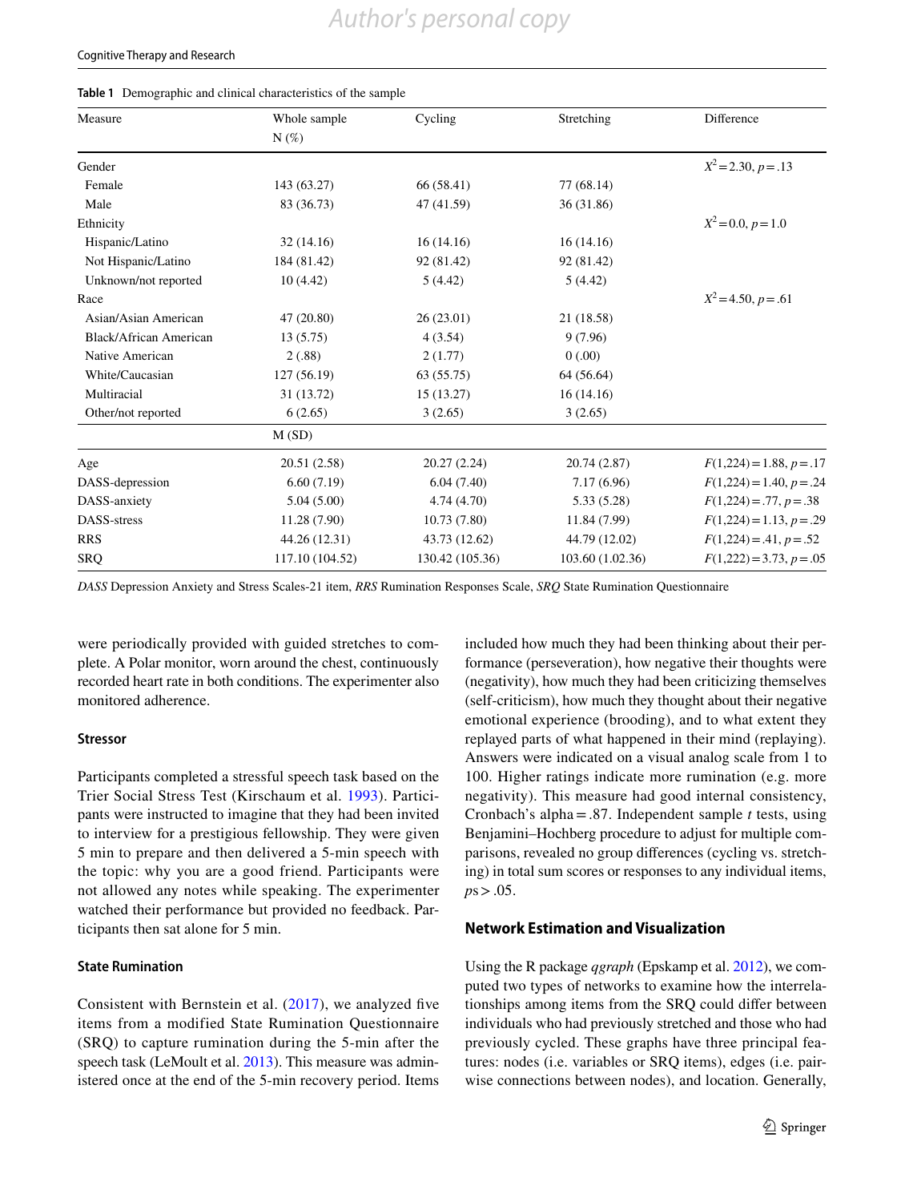**Table 1** Demographic and clinical characteristics of the sample

| Measure | Whole sample N (%) | Cycling | Stretching | Difference |
|---|---|---|---|---|
| Gender | | | | $X^2 = 2.30$, $p = .13$ |
| Female | 143 (63.27) | 66 (58.41) | 77 (68.14) | |
| Male | 83 (36.73) | 47 (41.59) | 36 (31.86) | |
| Ethnicity | | | | $X^2 = 0.0$, $p = 1.0$ |
| Hispanic/Latino | 32 (14.16) | 16 (14.16) | 16 (14.16) | |
| Not Hispanic/Latino | 184 (81.42) | 92 (81.42) | 92 (81.42) | |
| Unknown/not reported | 10 (4.42) | 5 (4.42) | 5 (4.42) | |
| Race | | | | $X^2 = 4.50$, $p = .61$ |
| Asian/Asian American | 47 (20.80) | 26 (23.01) | 21 (18.58) | |
| Black/African American | 13 (5.75) | 4 (3.54) | 9 (7.96) | |
| Native American | 2 (.88) | 2 (1.77) | 0 (.00) | |
| White/Caucasian | 127 (56.19) | 63 (55.75) | 64 (56.64) | |
| Multiracial | 31 (13.72) | 15 (13.27) | 16 (14.16) | |
| Other/not reported | 6 (2.65) | 3 (2.65) | 3 (2.65) | |
| | M (SD) | | | |
| Age | 20.51 (2.58) | 20.27 (2.24) | 20.74 (2.87) | $F(1,224) = 1.88$, $p = .17$ |
| DASS-depression | 6.60 (7.19) | 6.04 (7.40) | 7.17 (6.96) | $F(1,224) = 1.40$, $p = .24$ |
| DASS-anxiety | 5.04 (5.00) | 4.74 (4.70) | 5.33 (5.28) | $F(1,224) = .77$, $p = .38$ |
| DASS-stress | 11.28 (7.90) | 10.73 (7.80) | 11.84 (7.99) | $F(1,224) = 1.13$, $p = .29$ |
| RRS | 44.26 (12.31) | 43.73 (12.62) | 44.79 (12.02) | $F(1,224) = .41$, $p = .52$ |
| SRQ | 117.10 (104.52) | 130.42 (105.36) | 103.60 (1.02.36) | $F(1,222) = 3.73$, $p = .05$ |

*DASS* Depression Anxiety and Stress Scales-21 item, *RRS* Rumination Responses Scale, *SRQ* State Rumination Questionnaire

were periodically provided with guided stretches to complete. A Polar monitor, worn around the chest, continuously recorded heart rate in both conditions. The experimenter also monitored adherence.

### Stressor

Participants completed a stressful speech task based on the Trier Social Stress Test (Kirschaum et al. 1993). Participants were instructed to imagine that they had been invited to interview for a prestigious fellowship. They were given 5 min to prepare and then delivered a 5-min speech with the topic: why you are a good friend. Participants were not allowed any notes while speaking. The experimenter watched their performance but provided no feedback. Participants then sat alone for 5 min.

### State Rumination

Consistent with Bernstein et al. (2017), we analyzed five items from a modified State Rumination Questionnaire (SRQ) to capture rumination during the 5-min after the speech task (LeMoult et al. 2013). This measure was administered once at the end of the 5-min recovery period. Items included how much they had been thinking about their performance (perseveration), how negative their thoughts were (negativity), how much they had been criticizing themselves (self-criticism), how much they thought about their negative emotional experience (brooding), and to what extent they replayed parts of what happened in their mind (replaying). Answers were indicated on a visual analog scale from 1 to 100. Higher ratings indicate more rumination (e.g. more negativity). This measure had good internal consistency, Cronbach's alpha = .87. Independent sample *t* tests, using Benjamini–Hochberg procedure to adjust for multiple comparisons, revealed no group differences (cycling vs. stretching) in total sum scores or responses to any individual items, $ps > .05$.

### Network Estimation and Visualization

Using the R package *qgraph* (Epskamp et al. 2012), we computed two types of networks to examine how the interrelationships among items from the SRQ could differ between individuals who had previously stretched and those who had previously cycled. These graphs have three principal features: nodes (i.e. variables or SRQ items), edges (i.e. pairwise connections between nodes), and location. Generally,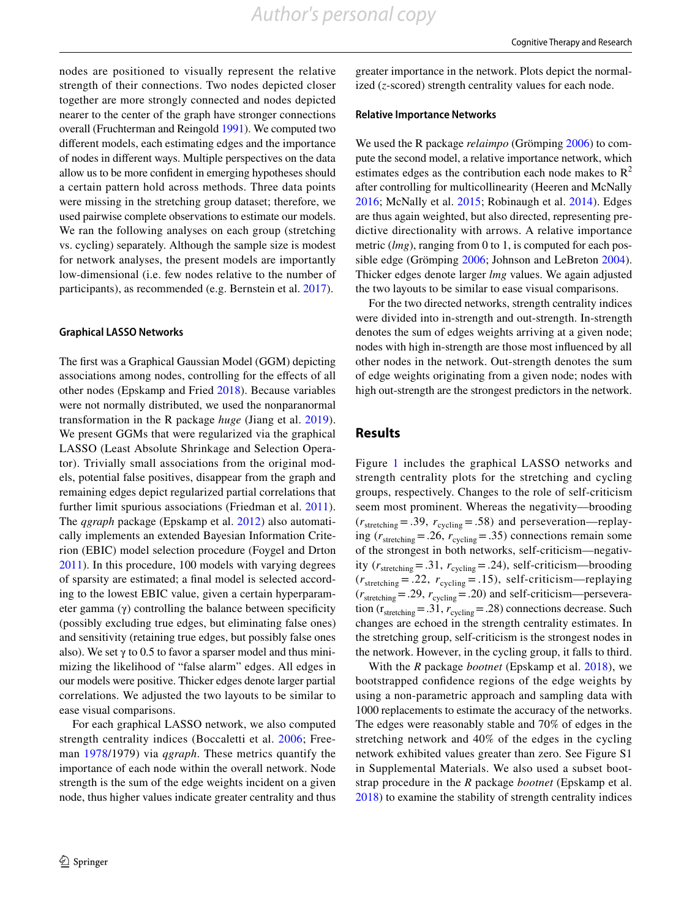nodes are positioned to visually represent the relative strength of their connections. Two nodes depicted closer together are more strongly connected and nodes depicted nearer to the center of the graph have stronger connections overall (Fruchterman and Reingold 1991). We computed two different models, each estimating edges and the importance of nodes in different ways. Multiple perspectives on the data allow us to be more confident in emerging hypotheses should a certain pattern hold across methods. Three data points were missing in the stretching group dataset; therefore, we used pairwise complete observations to estimate our models. We ran the following analyses on each group (stretching vs. cycling) separately. Although the sample size is modest for network analyses, the present models are importantly low-dimensional (i.e. few nodes relative to the number of participants), as recommended (e.g. Bernstein et al. 2017).

### Graphical LASSO Networks

The first was a Graphical Gaussian Model (GGM) depicting associations among nodes, controlling for the effects of all other nodes (Epskamp and Fried 2018). Because variables were not normally distributed, we used the nonparanormal transformation in the R package *huge* (Jiang et al. 2019). We present GGMs that were regularized via the graphical LASSO (Least Absolute Shrinkage and Selection Operator). Trivially small associations from the original models, potential false positives, disappear from the graph and remaining edges depict regularized partial correlations that further limit spurious associations (Friedman et al. 2011). The *qgraph* package (Epskamp et al. 2012) also automatically implements an extended Bayesian Information Criterion (EBIC) model selection procedure (Foygel and Drton 2011). In this procedure, 100 models with varying degrees of sparsity are estimated; a final model is selected according to the lowest EBIC value, given a certain hyperparameter gamma (γ) controlling the balance between specificity (possibly excluding true edges, but eliminating false ones) and sensitivity (retaining true edges, but possibly false ones also). We set γ to 0.5 to favor a sparser model and thus minimizing the likelihood of "false alarm" edges. All edges in our models were positive. Thicker edges denote larger partial correlations. We adjusted the two layouts to be similar to ease visual comparisons.

For each graphical LASSO network, we also computed strength centrality indices (Boccaletti et al. 2006; Freeman 1978/1979) via *qgraph*. These metrics quantify the importance of each node within the overall network. Node strength is the sum of the edge weights incident on a given node, thus higher values indicate greater centrality and thus greater importance in the network. Plots depict the normalized (*z*-scored) strength centrality values for each node.

### Relative Importance Networks

We used the R package *relaimpo* (Grömping 2006) to compute the second model, a relative importance network, which estimates edges as the contribution each node makes to $R^2$ after controlling for multicollinearity (Heeren and McNally 2016; McNally et al. 2015; Robinaugh et al. 2014). Edges are thus again weighted, but also directed, representing predictive directionality with arrows. A relative importance metric (*lmg*), ranging from 0 to 1, is computed for each possible edge (Grömping 2006; Johnson and LeBreton 2004). Thicker edges denote larger *lmg* values. We again adjusted the two layouts to be similar to ease visual comparisons.

For the two directed networks, strength centrality indices were divided into in-strength and out-strength. In-strength denotes the sum of edges weights arriving at a given node; nodes with high in-strength are those most influenced by all other nodes in the network. Out-strength denotes the sum of edge weights originating from a given node; nodes with high out-strength are the strongest predictors in the network.

## Results

Figure 1 includes the graphical LASSO networks and strength centrality plots for the stretching and cycling groups, respectively. Changes to the role of self-criticism seem most prominent. Whereas the negativity—brooding ($r_{\text{stretching}} = .39$, $r_{\text{cycling}} = .58$) and perseveration—replaying ($r_{\text{stretching}} = .26$, $r_{\text{cycling}} = .35$) connections remain some of the strongest in both networks, self-criticism—negativity ($r_{\text{stretching}} = .31$, $r_{\text{cycling}} = .24$), self-criticism—brooding ($r_{\text{stretching}} = .22$, $r_{\text{cycling}} = .15$), self-criticism—replaying ($r_{\text{stretching}} = .29$, $r_{\text{cycling}} = .20$) and self-criticism—perseveration ($r_{\text{stretching}} = .31$, $r_{\text{cycling}} = .28$) connections decrease. Such changes are echoed in the strength centrality estimates. In the stretching group, self-criticism is the strongest nodes in the network. However, in the cycling group, it falls to third.

With the *R* package *bootnet* (Epskamp et al. 2018), we bootstrapped confidence regions of the edge weights by using a non-parametric approach and sampling data with 1000 replacements to estimate the accuracy of the networks. The edges were reasonably stable and 70% of edges in the stretching network and 40% of the edges in the cycling network exhibited values greater than zero. See Figure S1 in Supplemental Materials. We also used a subset bootstrap procedure in the *R* package *bootnet* (Epskamp et al. 2018) to examine the stability of strength centrality indices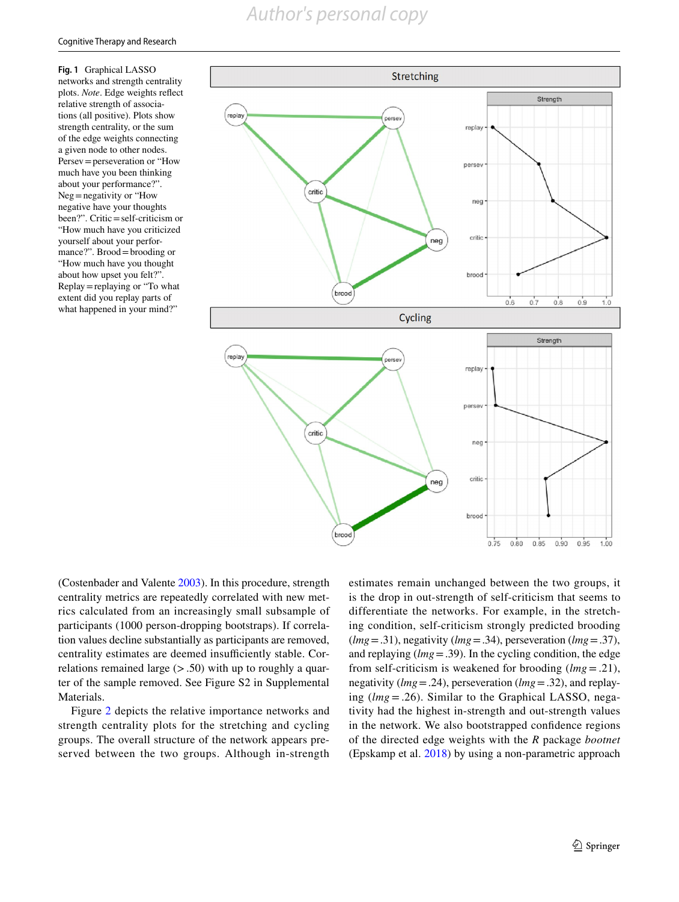**Fig. 1** Graphical LASSO networks and strength centrality plots. *Note*. Edge weights reflect relative strength of associations (all positive). Plots show strength centrality, or the sum of the edge weights connecting a given node to other nodes. Persev = perseveration or "How much have you been thinking about your performance?". Neg = negativity or "How negative have your thoughts been?". Critic = self-criticism or "How much have you criticized yourself about your performance?". Brood = brooding or "How much have you thought about how upset you felt?". Replay = replaying or "To what extent did you replay parts of what happened in your mind?"

(Costenbader and Valente 2003). In this procedure, strength centrality metrics are repeatedly correlated with new metrics calculated from an increasingly small subsample of participants (1000 person-dropping bootstraps). If correlation values decline substantially as participants are removed, centrality estimates are deemed insufficiently stable. Correlations remained large (> .50) with up to roughly a quarter of the sample removed. See Figure S2 in Supplemental Materials.

Figure 2 depicts the relative importance networks and strength centrality plots for the stretching and cycling groups. The overall structure of the network appears preserved between the two groups. Although in-strength estimates remain unchanged between the two groups, it is the drop in out-strength of self-criticism that seems to differentiate the networks. For example, in the stretching condition, self-criticism strongly predicted brooding (*lmg* = .31), negativity (*lmg* = .34), perseveration (*lmg* = .37), and replaying (*lmg* = .39). In the cycling condition, the edge from self-criticism is weakened for brooding (*lmg* = .21), negativity (*lmg* = .24), perseveration (*lmg* = .32), and replaying (*lmg* = .26). Similar to the Graphical LASSO, negativity had the highest in-strength and out-strength values in the network. We also bootstrapped confidence regions of the directed edge weights with the *R* package *bootnet* (Epskamp et al. 2018) by using a non-parametric approach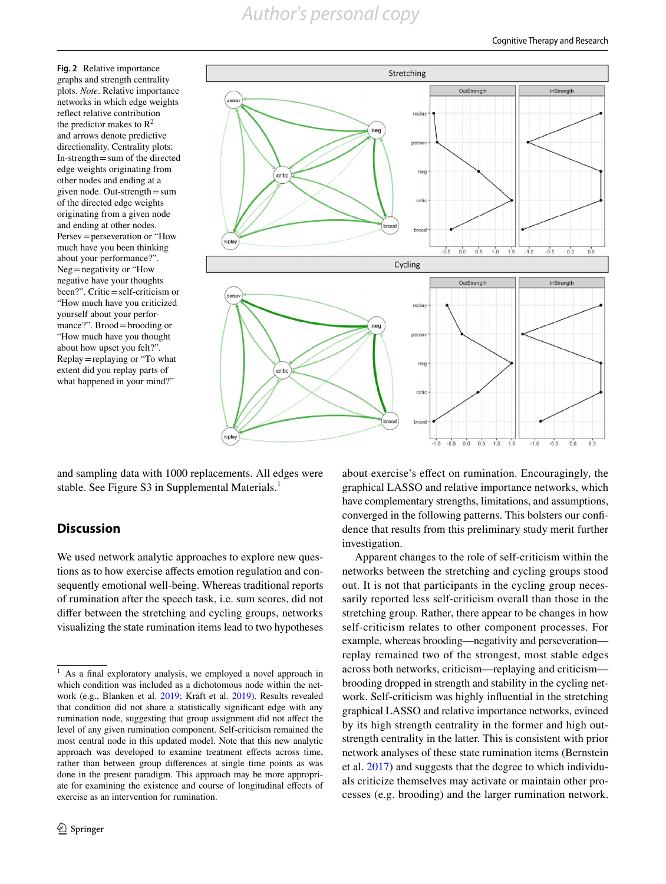**Fig. 2** Relative importance graphs and strength centrality plots. *Note*. Relative importance networks in which edge weights reflect relative contribution the predictor makes to $R^2$ and arrows denote predictive directionality. Centrality plots: In-strength = sum of the directed edge weights originating from other nodes and ending at a given node. Out-strength = sum of the directed edge weights originating from a given node and ending at other nodes. Persev = perseveration or "How much have you been thinking about your performance?". Neg = negativity or "How negative have your thoughts been?". Critic = self-criticism or "How much have you criticized yourself about your performance?". Brood = brooding or "How much have you thought about how upset you felt?". Replay = replaying or "To what extent did you replay parts of what happened in your mind?"

and sampling data with 1000 replacements. All edges were stable. See Figure S3 in Supplemental Materials.[1]

## Discussion

We used network analytic approaches to explore new questions as to how exercise affects emotion regulation and consequently emotional well-being. Whereas traditional reports of rumination after the speech task, i.e. sum scores, did not differ between the stretching and cycling groups, networks visualizing the state rumination items lead to two hypotheses about exercise's effect on rumination. Encouragingly, the graphical LASSO and relative importance networks, which have complementary strengths, limitations, and assumptions, converged in the following patterns. This bolsters our confidence that results from this preliminary study merit further investigation.

Apparent changes to the role of self-criticism within the networks between the stretching and cycling groups stood out. It is not that participants in the cycling group necessarily reported less self-criticism overall than those in the stretching group. Rather, there appear to be changes in how self-criticism relates to other component processes. For example, whereas brooding—negativity and perseveration—replay remained two of the strongest, most stable edges across both networks, criticism—replaying and criticism—brooding dropped in strength and stability in the cycling network. Self-criticism was highly influential in the stretching graphical LASSO and relative importance networks, evinced by its high strength centrality in the former and high out-strength centrality in the latter. This is consistent with prior network analyses of these state rumination items (Bernstein et al. 2017) and suggests that the degree to which individuals criticize themselves may activate or maintain other processes (e.g. brooding) and the larger rumination network.

[1] As a final exploratory analysis, we employed a novel approach in which condition was included as a dichotomous node within the network (e.g., Blanken et al. 2019; Kraft et al. 2019). Results revealed that condition did not share a statistically significant edge with any rumination node, suggesting that group assignment did not affect the level of any given rumination component. Self-criticism remained the most central node in this updated model. Note that this new analytic approach was developed to examine treatment effects across time, rather than between group differences at single time points as was done in the present paradigm. This approach may be more appropriate for examining the existence and course of longitudinal effects of exercise as an intervention for rumination.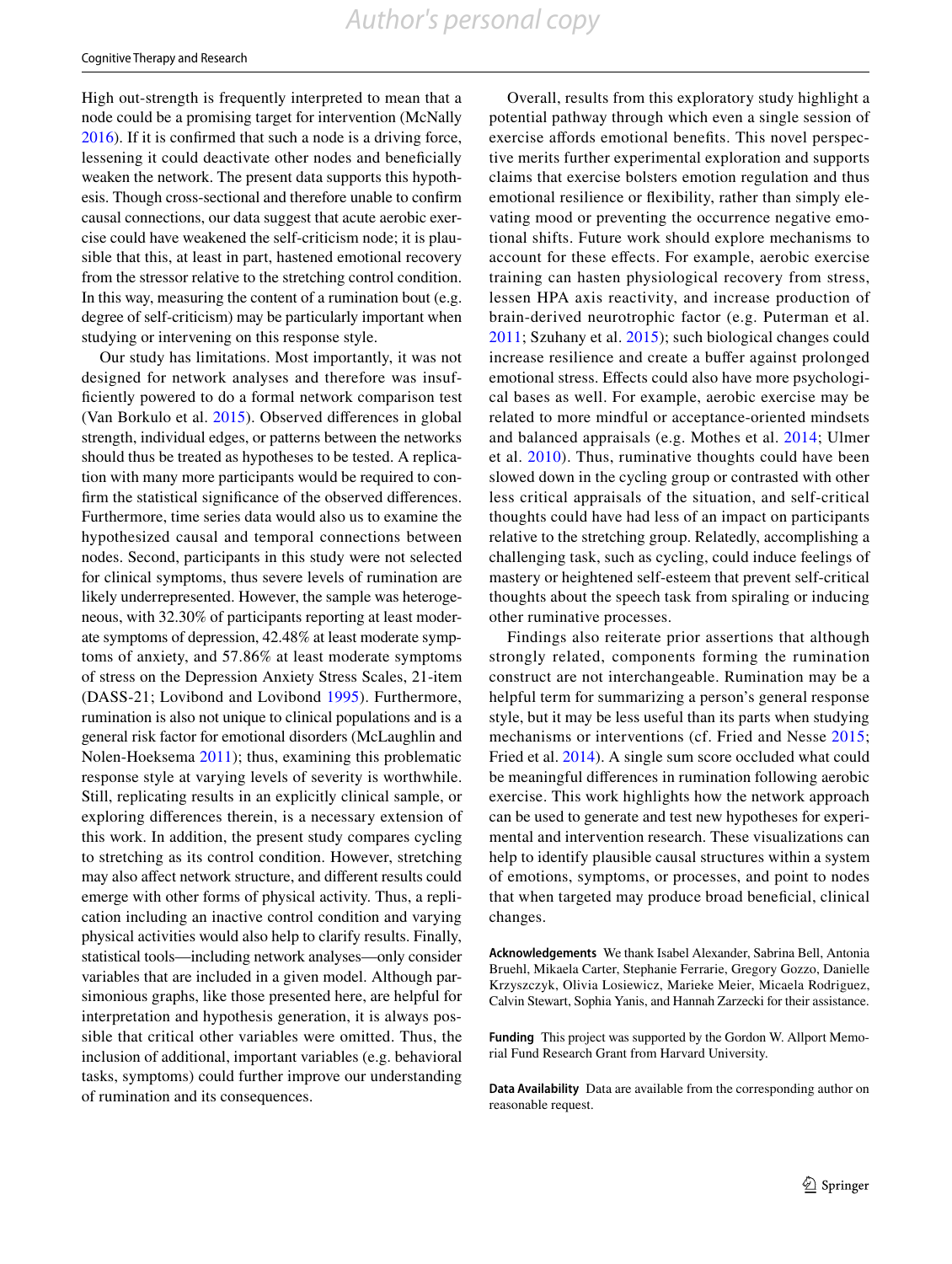High out-strength is frequently interpreted to mean that a node could be a promising target for intervention (McNally 2016). If it is confirmed that such a node is a driving force, lessening it could deactivate other nodes and beneficially weaken the network. The present data supports this hypothesis. Though cross-sectional and therefore unable to confirm causal connections, our data suggest that acute aerobic exercise could have weakened the self-criticism node; it is plausible that this, at least in part, hastened emotional recovery from the stressor relative to the stretching control condition. In this way, measuring the content of a rumination bout (e.g. degree of self-criticism) may be particularly important when studying or intervening on this response style.

Our study has limitations. Most importantly, it was not designed for network analyses and therefore was insufficiently powered to do a formal network comparison test (Van Borkulo et al. 2015). Observed differences in global strength, individual edges, or patterns between the networks should thus be treated as hypotheses to be tested. A replication with many more participants would be required to confirm the statistical significance of the observed differences. Furthermore, time series data would also us to examine the hypothesized causal and temporal connections between nodes. Second, participants in this study were not selected for clinical symptoms, thus severe levels of rumination are likely underrepresented. However, the sample was heterogeneous, with 32.30% of participants reporting at least moderate symptoms of depression, 42.48% at least moderate symptoms of anxiety, and 57.86% at least moderate symptoms of stress on the Depression Anxiety Stress Scales, 21-item (DASS-21; Lovibond and Lovibond 1995). Furthermore, rumination is also not unique to clinical populations and is a general risk factor for emotional disorders (McLaughlin and Nolen-Hoeksema 2011); thus, examining this problematic response style at varying levels of severity is worthwhile. Still, replicating results in an explicitly clinical sample, or exploring differences therein, is a necessary extension of this work. In addition, the present study compares cycling to stretching as its control condition. However, stretching may also affect network structure, and different results could emerge with other forms of physical activity. Thus, a replication including an inactive control condition and varying physical activities would also help to clarify results. Finally, statistical tools—including network analyses—only consider variables that are included in a given model. Although parsimonious graphs, like those presented here, are helpful for interpretation and hypothesis generation, it is always possible that critical other variables were omitted. Thus, the inclusion of additional, important variables (e.g. behavioral tasks, symptoms) could further improve our understanding of rumination and its consequences.

Overall, results from this exploratory study highlight a potential pathway through which even a single session of exercise affords emotional benefits. This novel perspective merits further experimental exploration and supports claims that exercise bolsters emotion regulation and thus emotional resilience or flexibility, rather than simply elevating mood or preventing the occurrence negative emotional shifts. Future work should explore mechanisms to account for these effects. For example, aerobic exercise training can hasten physiological recovery from stress, lessen HPA axis reactivity, and increase production of brain-derived neurotrophic factor (e.g. Puterman et al. 2011; Szuhany et al. 2015); such biological changes could increase resilience and create a buffer against prolonged emotional stress. Effects could also have more psychological bases as well. For example, aerobic exercise may be related to more mindful or acceptance-oriented mindsets and balanced appraisals (e.g. Mothes et al. 2014; Ulmer et al. 2010). Thus, ruminative thoughts could have been slowed down in the cycling group or contrasted with other less critical appraisals of the situation, and self-critical thoughts could have had less of an impact on participants relative to the stretching group. Relatedly, accomplishing a challenging task, such as cycling, could induce feelings of mastery or heightened self-esteem that prevent self-critical thoughts about the speech task from spiraling or inducing other ruminative processes.

Findings also reiterate prior assertions that although strongly related, components forming the rumination construct are not interchangeable. Rumination may be a helpful term for summarizing a person's general response style, but it may be less useful than its parts when studying mechanisms or interventions (cf. Fried and Nesse 2015; Fried et al. 2014). A single sum score occluded what could be meaningful differences in rumination following aerobic exercise. This work highlights how the network approach can be used to generate and test new hypotheses for experimental and intervention research. These visualizations can help to identify plausible causal structures within a system of emotions, symptoms, or processes, and point to nodes that when targeted may produce broad beneficial, clinical changes.

**Acknowledgements** We thank Isabel Alexander, Sabrina Bell, Antonia Bruehl, Mikaela Carter, Stephanie Ferrarie, Gregory Gozzo, Danielle Krzyszczyk, Olivia Losiewicz, Marieke Meier, Micaela Rodriguez, Calvin Stewart, Sophia Yanis, and Hannah Zarzecki for their assistance.

**Funding** This project was supported by the Gordon W. Allport Memorial Fund Research Grant from Harvard University.

**Data Availability** Data are available from the corresponding author on reasonable request.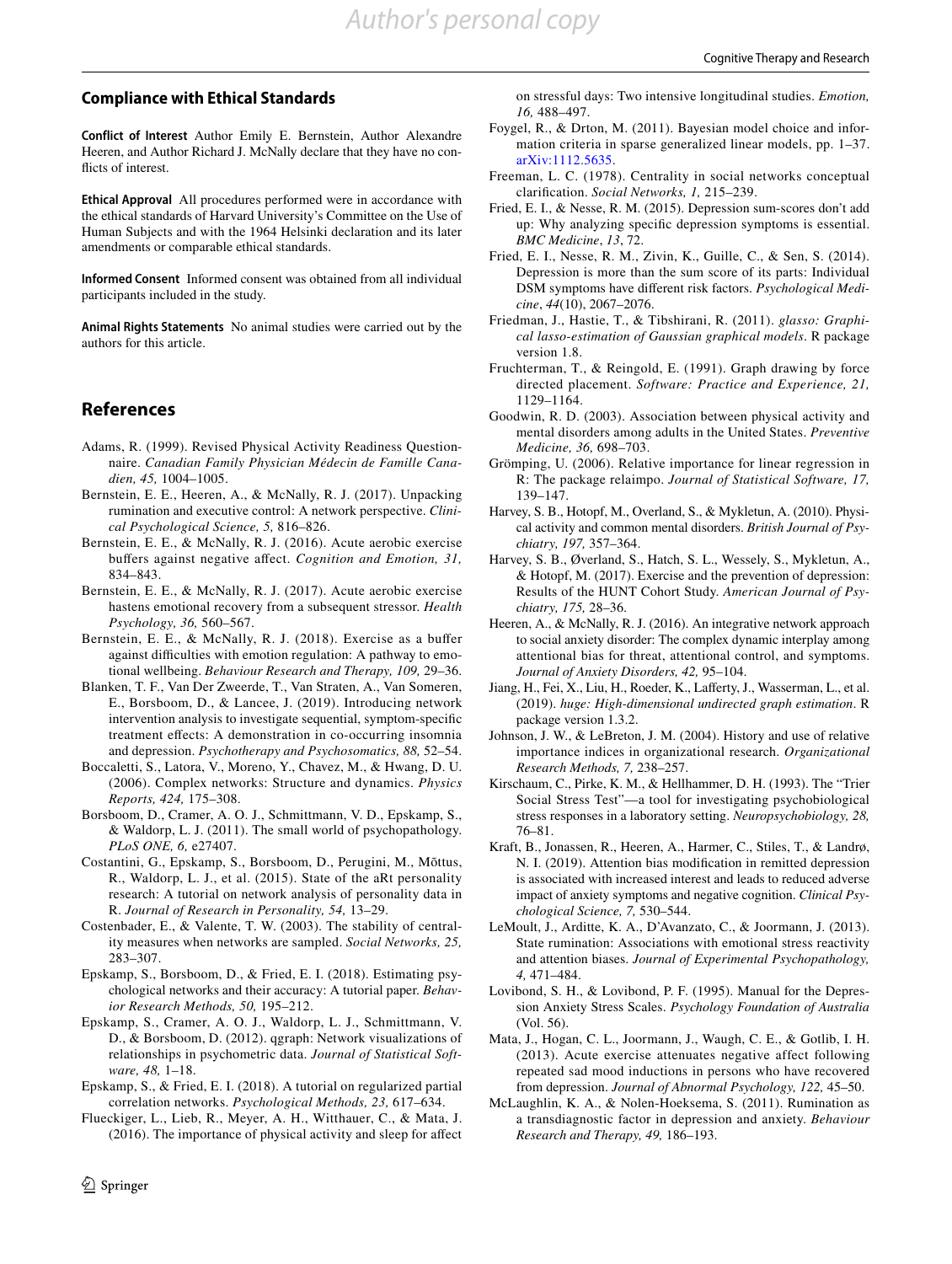## Compliance with Ethical Standards

**Conflict of Interest** Author Emily E. Bernstein, Author Alexandre Heeren, and Author Richard J. McNally declare that they have no conflicts of interest.

**Ethical Approval** All procedures performed were in accordance with the ethical standards of Harvard University's Committee on the Use of Human Subjects and with the 1964 Helsinki declaration and its later amendments or comparable ethical standards.

**Informed Consent** Informed consent was obtained from all individual participants included in the study.

**Animal Rights Statements** No animal studies were carried out by the authors for this article.

## References

Adams, R. (1999). Revised Physical Activity Readiness Questionnaire. *Canadian Family Physician Médecin de Famille Canadien, 45,* 1004–1005.

Bernstein, E. E., Heeren, A., & McNally, R. J. (2017). Unpacking rumination and executive control: A network perspective. *Clinical Psychological Science, 5,* 816–826.

Bernstein, E. E., & McNally, R. J. (2016). Acute aerobic exercise buffers against negative affect. *Cognition and Emotion, 31,* 834–843.

Bernstein, E. E., & McNally, R. J. (2017). Acute aerobic exercise hastens emotional recovery from a subsequent stressor. *Health Psychology, 36,* 560–567.

Bernstein, E. E., & McNally, R. J. (2018). Exercise as a buffer against difficulties with emotion regulation: A pathway to emotional wellbeing. *Behaviour Research and Therapy, 109,* 29–36.

Blanken, T. F., Van Der Zweerde, T., Van Straten, A., Van Someren, E., Borsboom, D., & Lancee, J. (2019). Introducing network intervention analysis to investigate sequential, symptom-specific treatment effects: A demonstration in co-occurring insomnia and depression. *Psychotherapy and Psychosomatics, 88,* 52–54.

Boccaletti, S., Latora, V., Moreno, Y., Chavez, M., & Hwang, D. U. (2006). Complex networks: Structure and dynamics. *Physics Reports, 424,* 175–308.

Borsboom, D., Cramer, A. O. J., Schmittmann, V. D., Epskamp, S., & Waldorp, L. J. (2011). The small world of psychopathology. *PLoS ONE, 6,* e27407.

Costantini, G., Epskamp, S., Borsboom, D., Perugini, M., Mõttus, R., Waldorp, L. J., et al. (2015). State of the aRt personality research: A tutorial on network analysis of personality data in R. *Journal of Research in Personality, 54,* 13–29.

Costenbader, E., & Valente, T. W. (2003). The stability of centrality measures when networks are sampled. *Social Networks, 25,* 283–307.

Epskamp, S., Borsboom, D., & Fried, E. I. (2018). Estimating psychological networks and their accuracy: A tutorial paper. *Behavior Research Methods, 50,* 195–212.

Epskamp, S., Cramer, A. O. J., Waldorp, L. J., Schmittmann, V. D., & Borsboom, D. (2012). qgraph: Network visualizations of relationships in psychometric data. *Journal of Statistical Software, 48,* 1–18.

Epskamp, S., & Fried, E. I. (2018). A tutorial on regularized partial correlation networks. *Psychological Methods, 23,* 617–634.

Flueckiger, L., Lieb, R., Meyer, A. H., Witthauer, C., & Mata, J. (2016). The importance of physical activity and sleep for affect on stressful days: Two intensive longitudinal studies. *Emotion, 16,* 488–497.

Foygel, R., & Drton, M. (2011). Bayesian model choice and information criteria in sparse generalized linear models, pp. 1–37. arXiv:1112.5635.

Freeman, L. C. (1978). Centrality in social networks conceptual clarification. *Social Networks, 1,* 215–239.

Fried, E. I., & Nesse, R. M. (2015). Depression sum-scores don't add up: Why analyzing specific depression symptoms is essential. *BMC Medicine*, *13*, 72.

Fried, E. I., Nesse, R. M., Zivin, K., Guille, C., & Sen, S. (2014). Depression is more than the sum score of its parts: Individual DSM symptoms have different risk factors. *Psychological Medicine*, *44*(10), 2067–2076.

Friedman, J., Hastie, T., & Tibshirani, R. (2011). *glasso: Graphical lasso-estimation of Gaussian graphical models*. R package version 1.8.

Fruchterman, T., & Reingold, E. (1991). Graph drawing by force directed placement. *Software: Practice and Experience, 21,* 1129–1164.

Goodwin, R. D. (2003). Association between physical activity and mental disorders among adults in the United States. *Preventive Medicine, 36,* 698–703.

Grömping, U. (2006). Relative importance for linear regression in R: The package relaimpo. *Journal of Statistical Software, 17,* 139–147.

Harvey, S. B., Hotopf, M., Overland, S., & Mykletun, A. (2010). Physical activity and common mental disorders. *British Journal of Psychiatry, 197,* 357–364.

Harvey, S. B., Øverland, S., Hatch, S. L., Wessely, S., Mykletun, A., & Hotopf, M. (2017). Exercise and the prevention of depression: Results of the HUNT Cohort Study. *American Journal of Psychiatry, 175,* 28–36.

Heeren, A., & McNally, R. J. (2016). An integrative network approach to social anxiety disorder: The complex dynamic interplay among attentional bias for threat, attentional control, and symptoms. *Journal of Anxiety Disorders, 42,* 95–104.

Jiang, H., Fei, X., Liu, H., Roeder, K., Lafferty, J., Wasserman, L., et al. (2019). *huge: High-dimensional undirected graph estimation*. R package version 1.3.2.

Johnson, J. W., & LeBreton, J. M. (2004). History and use of relative importance indices in organizational research. *Organizational Research Methods, 7,* 238–257.

Kirschaum, C., Pirke, K. M., & Hellhammer, D. H. (1993). The "Trier Social Stress Test"—a tool for investigating psychobiological stress responses in a laboratory setting. *Neuropsychobiology, 28,* 76–81.

Kraft, B., Jonassen, R., Heeren, A., Harmer, C., Stiles, T., & Landrø, N. I. (2019). Attention bias modification in remitted depression is associated with increased interest and leads to reduced adverse impact of anxiety symptoms and negative cognition. *Clinical Psychological Science, 7,* 530–544.

LeMoult, J., Arditte, K. A., D'Avanzato, C., & Joormann, J. (2013). State rumination: Associations with emotional stress reactivity and attention biases. *Journal of Experimental Psychopathology, 4,* 471–484.

Lovibond, S. H., & Lovibond, P. F. (1995). Manual for the Depression Anxiety Stress Scales. *Psychology Foundation of Australia* (Vol. 56).

Mata, J., Hogan, C. L., Joormann, J., Waugh, C. E., & Gotlib, I. H. (2013). Acute exercise attenuates negative affect following repeated sad mood inductions in persons who have recovered from depression. *Journal of Abnormal Psychology, 122,* 45–50.

McLaughlin, K. A., & Nolen-Hoeksema, S. (2011). Rumination as a transdiagnostic factor in depression and anxiety. *Behaviour Research and Therapy, 49,* 186–193.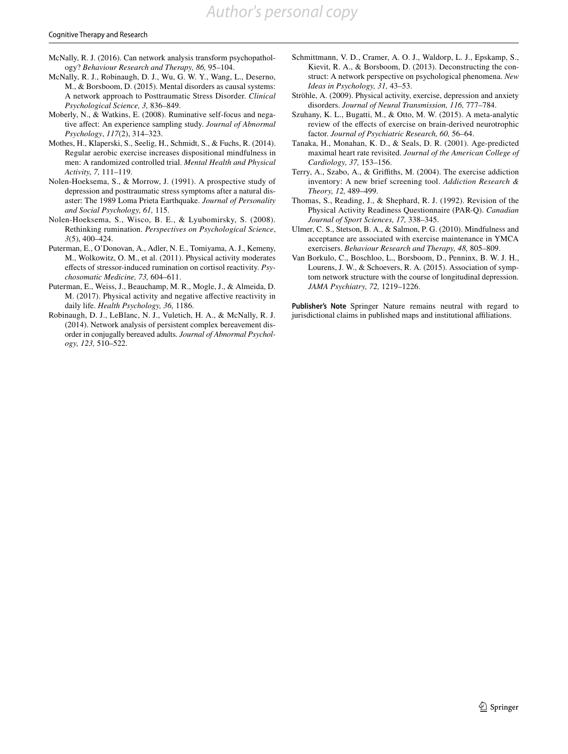McNally, R. J. (2016). Can network analysis transform psychopathology? *Behaviour Research and Therapy, 86,* 95–104.

McNally, R. J., Robinaugh, D. J., Wu, G. W. Y., Wang, L., Deserno, M., & Borsboom, D. (2015). Mental disorders as causal systems: A network approach to Posttraumatic Stress Disorder. *Clinical Psychological Science, 3,* 836–849.

Moberly, N., & Watkins, E. (2008). Ruminative self-focus and negative affect: An experience sampling study. *Journal of Abnormal Psychology*, *117*(2), 314–323.

Mothes, H., Klaperski, S., Seelig, H., Schmidt, S., & Fuchs, R. (2014). Regular aerobic exercise increases dispositional mindfulness in men: A randomized controlled trial. *Mental Health and Physical Activity, 7,* 111–119.

Nolen-Hoeksema, S., & Morrow, J. (1991). A prospective study of depression and posttraumatic stress symptoms after a natural disaster: The 1989 Loma Prieta Earthquake. *Journal of Personality and Social Psychology, 61,* 115.

Nolen-Hoeksema, S., Wisco, B. E., & Lyubomirsky, S. (2008). Rethinking rumination. *Perspectives on Psychological Science*, *3*(5), 400–424.

Puterman, E., O'Donovan, A., Adler, N. E., Tomiyama, A. J., Kemeny, M., Wolkowitz, O. M., et al. (2011). Physical activity moderates effects of stressor-induced rumination on cortisol reactivity. *Psychosomatic Medicine, 73,* 604–611.

Puterman, E., Weiss, J., Beauchamp, M. R., Mogle, J., & Almeida, D. M. (2017). Physical activity and negative affective reactivity in daily life. *Health Psychology, 36,* 1186.

Robinaugh, D. J., LeBlanc, N. J., Vuletich, H. A., & McNally, R. J. (2014). Network analysis of persistent complex bereavement disorder in conjugally bereaved adults. *Journal of Abnormal Psychology, 123,* 510–522.

Schmittmann, V. D., Cramer, A. O. J., Waldorp, L. J., Epskamp, S., Kievit, R. A., & Borsboom, D. (2013). Deconstructing the construct: A network perspective on psychological phenomena. *New Ideas in Psychology, 31,* 43–53.

Ströhle, A. (2009). Physical activity, exercise, depression and anxiety disorders. *Journal of Neural Transmission, 116,* 777–784.

Szuhany, K. L., Bugatti, M., & Otto, M. W. (2015). A meta-analytic review of the effects of exercise on brain-derived neurotrophic factor. *Journal of Psychiatric Research, 60,* 56–64.

Tanaka, H., Monahan, K. D., & Seals, D. R. (2001). Age-predicted maximal heart rate revisited. *Journal of the American College of Cardiology, 37,* 153–156.

Terry, A., Szabo, A., & Griffiths, M. (2004). The exercise addiction inventory: A new brief screening tool. *Addiction Research & Theory, 12,* 489–499.

Thomas, S., Reading, J., & Shephard, R. J. (1992). Revision of the Physical Activity Readiness Questionnaire (PAR-Q). *Canadian Journal of Sport Sciences, 17,* 338–345.

Ulmer, C. S., Stetson, B. A., & Salmon, P. G. (2010). Mindfulness and acceptance are associated with exercise maintenance in YMCA exercisers. *Behaviour Research and Therapy, 48,* 805–809.

Van Borkulo, C., Boschloo, L., Borsboom, D., Penninx, B. W. J. H., Lourens, J. W., & Schoevers, R. A. (2015). Association of symptom network structure with the course of longitudinal depression. *JAMA Psychiatry, 72,* 1219–1226.

**Publisher's Note** Springer Nature remains neutral with regard to jurisdictional claims in published maps and institutional affiliations.